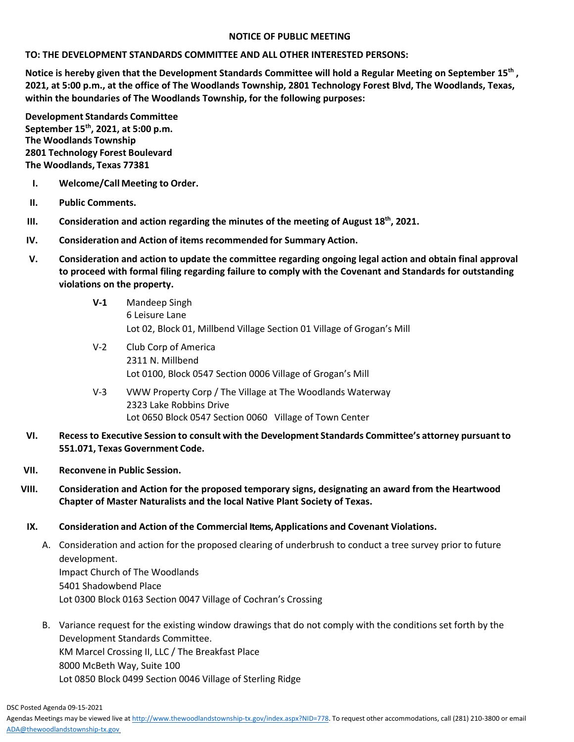# NOTICE OF PUBLIC MEETING

**TO: THE DEVELOPMENT STANDARDS COMMITTEE AND ALL OTHER INTERESTED PERSONS:**

**Notice is hereby given that the Development Standards Committee will hold a Regular Meeting on September 15th, 2021, at 5:00 p.m., at the office of The Woodlands Township, 2801 Technology Forest Blvd, The Woodlands, Texas, within the boundaries of The Woodlands Township, for the following purposes:**

**Development Standards Committee**
**September 15th, 2021, at 5:00 p.m.**
**The Woodlands Township**
**2801 Technology Forest Boulevard**
**The Woodlands, Texas 77381**

**I. Welcome/Call Meeting to Order.**

**II. Public Comments.**

**III. Consideration and action regarding the minutes of the meeting of August 18th, 2021.**

**IV. Consideration and Action of items recommended for Summary Action.**

**V. Consideration and action to update the committee regarding ongoing legal action and obtain final approval to proceed with formal filing regarding failure to comply with the Covenant and Standards for outstanding violations on the property.**

- **V-1** Mandeep Singh
  6 Leisure Lane
  Lot 02, Block 01, Millbend Village Section 01 Village of Grogan's Mill

- V-2 Club Corp of America
  2311 N. Millbend
  Lot 0100, Block 0547 Section 0006 Village of Grogan's Mill

- V-3 VWW Property Corp / The Village at The Woodlands Waterway
  2323 Lake Robbins Drive
  Lot 0650 Block 0547 Section 0060 Village of Town Center

**VI. Recess to Executive Session to consult with the Development Standards Committee's attorney pursuant to 551.071, Texas Government Code.**

**VII. Reconvene in Public Session.**

**VIII. Consideration and Action for the proposed temporary signs, designating an award from the Heartwood Chapter of Master Naturalists and the local Native Plant Society of Texas.**

**IX. Consideration and Action of the Commercial Items, Applications and Covenant Violations.**

A. Consideration and action for the proposed clearing of underbrush to conduct a tree survey prior to future development.
Impact Church of The Woodlands
5401 Shadowbend Place
Lot 0300 Block 0163 Section 0047 Village of Cochran's Crossing

B. Variance request for the existing window drawings that do not comply with the conditions set forth by the Development Standards Committee.
KM Marcel Crossing II, LLC / The Breakfast Place
8000 McBeth Way, Suite 100
Lot 0850 Block 0499 Section 0046 Village of Sterling Ridge

DSC Posted Agenda 09-15-2021

Agendas Meetings may be viewed live at http://www.thewoodlandstownship-tx.gov/index.aspx?NID=778. To request other accommodations, call (281) 210-3800 or email ADA@thewoodlandstownship-tx.gov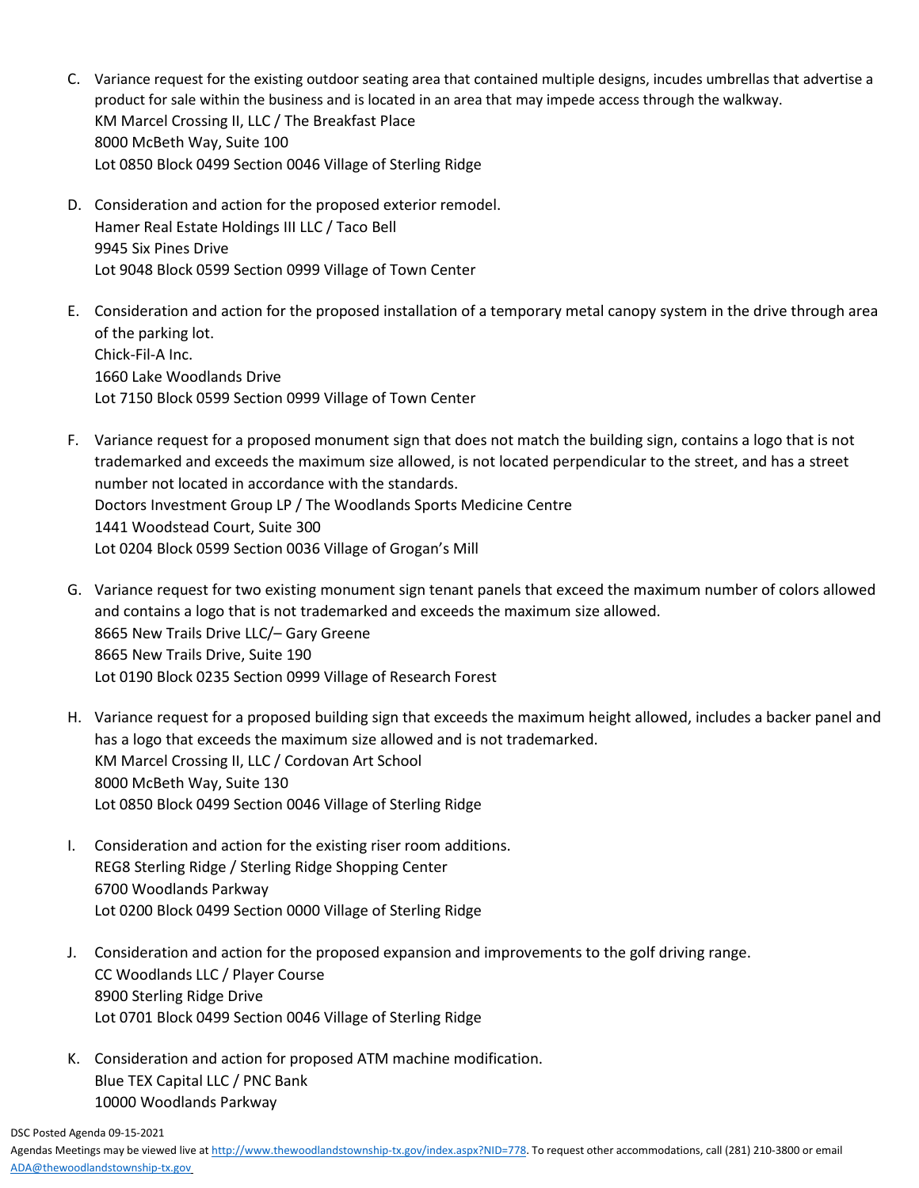C. Variance request for the existing outdoor seating area that contained multiple designs, incudes umbrellas that advertise a product for sale within the business and is located in an area that may impede access through the walkway.
   KM Marcel Crossing II, LLC / The Breakfast Place
   8000 McBeth Way, Suite 100
   Lot 0850 Block 0499 Section 0046 Village of Sterling Ridge

D. Consideration and action for the proposed exterior remodel.
   Hamer Real Estate Holdings III LLC / Taco Bell
   9945 Six Pines Drive
   Lot 9048 Block 0599 Section 0999 Village of Town Center

E. Consideration and action for the proposed installation of a temporary metal canopy system in the drive through area of the parking lot.
   Chick-Fil-A Inc.
   1660 Lake Woodlands Drive
   Lot 7150 Block 0599 Section 0999 Village of Town Center

F. Variance request for a proposed monument sign that does not match the building sign, contains a logo that is not trademarked and exceeds the maximum size allowed, is not located perpendicular to the street, and has a street number not located in accordance with the standards.
   Doctors Investment Group LP / The Woodlands Sports Medicine Centre
   1441 Woodstead Court, Suite 300
   Lot 0204 Block 0599 Section 0036 Village of Grogan's Mill

G. Variance request for two existing monument sign tenant panels that exceed the maximum number of colors allowed and contains a logo that is not trademarked and exceeds the maximum size allowed.
   8665 New Trails Drive LLC/– Gary Greene
   8665 New Trails Drive, Suite 190
   Lot 0190 Block 0235 Section 0999 Village of Research Forest

H. Variance request for a proposed building sign that exceeds the maximum height allowed, includes a backer panel and has a logo that exceeds the maximum size allowed and is not trademarked.
   KM Marcel Crossing II, LLC / Cordovan Art School
   8000 McBeth Way, Suite 130
   Lot 0850 Block 0499 Section 0046 Village of Sterling Ridge

I. Consideration and action for the existing riser room additions.
   REG8 Sterling Ridge / Sterling Ridge Shopping Center
   6700 Woodlands Parkway
   Lot 0200 Block 0499 Section 0000 Village of Sterling Ridge

J. Consideration and action for the proposed expansion and improvements to the golf driving range.
   CC Woodlands LLC / Player Course
   8900 Sterling Ridge Drive
   Lot 0701 Block 0499 Section 0046 Village of Sterling Ridge

K. Consideration and action for proposed ATM machine modification.
   Blue TEX Capital LLC / PNC Bank
   10000 Woodlands Parkway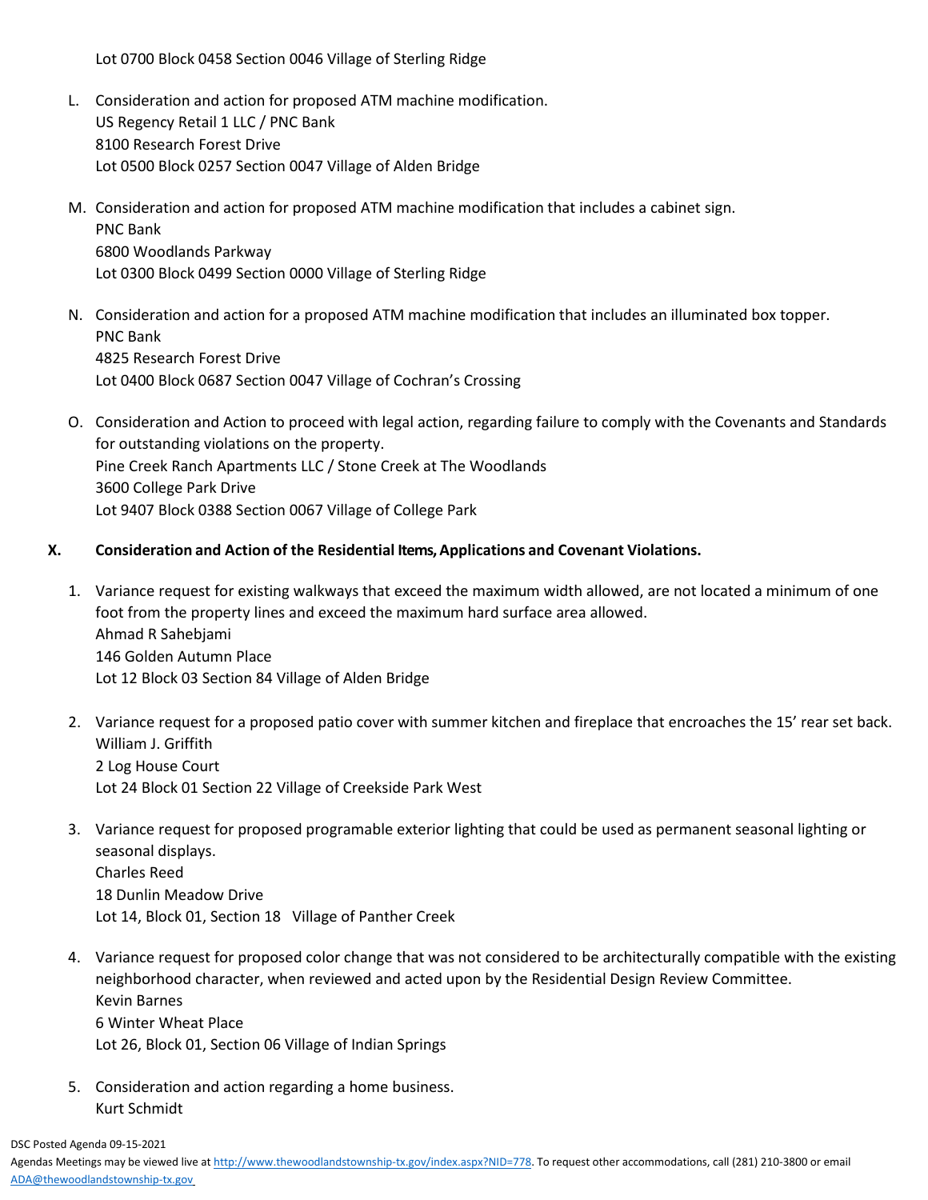Lot 0700 Block 0458 Section 0046 Village of Sterling Ridge

L. Consideration and action for proposed ATM machine modification.
US Regency Retail 1 LLC / PNC Bank
8100 Research Forest Drive
Lot 0500 Block 0257 Section 0047 Village of Alden Bridge

M. Consideration and action for proposed ATM machine modification that includes a cabinet sign.
PNC Bank
6800 Woodlands Parkway
Lot 0300 Block 0499 Section 0000 Village of Sterling Ridge

N. Consideration and action for a proposed ATM machine modification that includes an illuminated box topper.
PNC Bank
4825 Research Forest Drive
Lot 0400 Block 0687 Section 0047 Village of Cochran's Crossing

O. Consideration and Action to proceed with legal action, regarding failure to comply with the Covenants and Standards for outstanding violations on the property.
Pine Creek Ranch Apartments LLC / Stone Creek at The Woodlands
3600 College Park Drive
Lot 9407 Block 0388 Section 0067 Village of College Park

**X. Consideration and Action of the Residential Items, Applications and Covenant Violations.**

1. Variance request for existing walkways that exceed the maximum width allowed, are not located a minimum of one foot from the property lines and exceed the maximum hard surface area allowed.
Ahmad R Sahebjami
146 Golden Autumn Place
Lot 12 Block 03 Section 84 Village of Alden Bridge

2. Variance request for a proposed patio cover with summer kitchen and fireplace that encroaches the 15' rear set back.
William J. Griffith
2 Log House Court
Lot 24 Block 01 Section 22 Village of Creekside Park West

3. Variance request for proposed programable exterior lighting that could be used as permanent seasonal lighting or seasonal displays.
Charles Reed
18 Dunlin Meadow Drive
Lot 14, Block 01, Section 18 Village of Panther Creek

4. Variance request for proposed color change that was not considered to be architecturally compatible with the existing neighborhood character, when reviewed and acted upon by the Residential Design Review Committee.
Kevin Barnes
6 Winter Wheat Place
Lot 26, Block 01, Section 06 Village of Indian Springs

5. Consideration and action regarding a home business.
Kurt Schmidt

DSC Posted Agenda 09-15-2021
Agendas Meetings may be viewed live at http://www.thewoodlandstownship-tx.gov/index.aspx?NID=778. To request other accommodations, call (281) 210-3800 or email ADA@thewoodlandstownship-tx.gov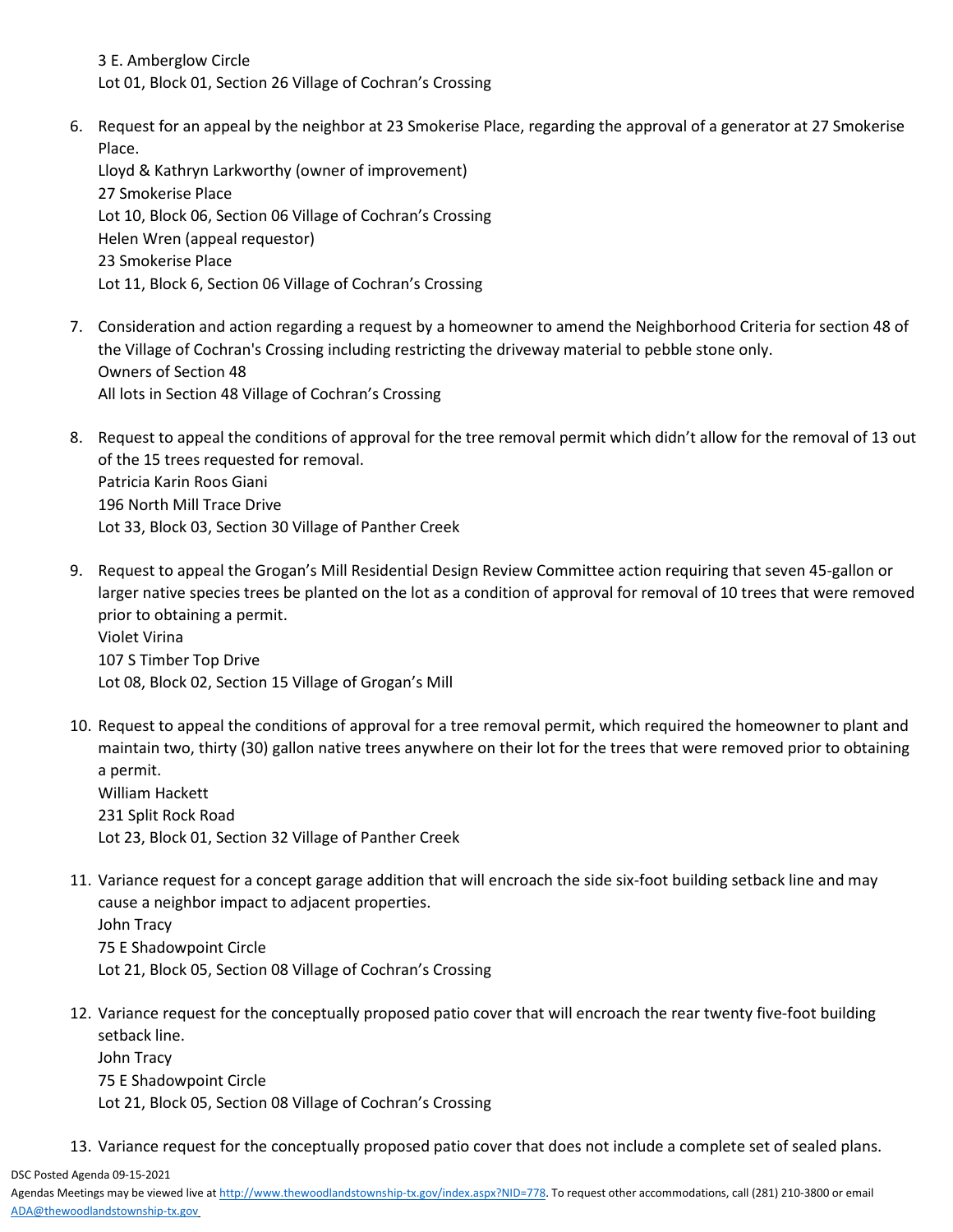3 E. Amberglow Circle
Lot 01, Block 01, Section 26 Village of Cochran's Crossing

6. Request for an appeal by the neighbor at 23 Smokerise Place, regarding the approval of a generator at 27 Smokerise Place.
   Lloyd & Kathryn Larkworthy (owner of improvement)
   27 Smokerise Place
   Lot 10, Block 06, Section 06 Village of Cochran's Crossing
   Helen Wren (appeal requestor)
   23 Smokerise Place
   Lot 11, Block 6, Section 06 Village of Cochran's Crossing

7. Consideration and action regarding a request by a homeowner to amend the Neighborhood Criteria for section 48 of the Village of Cochran's Crossing including restricting the driveway material to pebble stone only.
   Owners of Section 48
   All lots in Section 48 Village of Cochran's Crossing

8. Request to appeal the conditions of approval for the tree removal permit which didn't allow for the removal of 13 out of the 15 trees requested for removal.
   Patricia Karin Roos Giani
   196 North Mill Trace Drive
   Lot 33, Block 03, Section 30 Village of Panther Creek

9. Request to appeal the Grogan's Mill Residential Design Review Committee action requiring that seven 45-gallon or larger native species trees be planted on the lot as a condition of approval for removal of 10 trees that were removed prior to obtaining a permit.
   Violet Virina
   107 S Timber Top Drive
   Lot 08, Block 02, Section 15 Village of Grogan's Mill

10. Request to appeal the conditions of approval for a tree removal permit, which required the homeowner to plant and maintain two, thirty (30) gallon native trees anywhere on their lot for the trees that were removed prior to obtaining a permit.
    William Hackett
    231 Split Rock Road
    Lot 23, Block 01, Section 32 Village of Panther Creek

11. Variance request for a concept garage addition that will encroach the side six-foot building setback line and may cause a neighbor impact to adjacent properties.
    John Tracy
    75 E Shadowpoint Circle
    Lot 21, Block 05, Section 08 Village of Cochran's Crossing

12. Variance request for the conceptually proposed patio cover that will encroach the rear twenty five-foot building setback line.
    John Tracy
    75 E Shadowpoint Circle
    Lot 21, Block 05, Section 08 Village of Cochran's Crossing

13. Variance request for the conceptually proposed patio cover that does not include a complete set of sealed plans.

DSC Posted Agenda 09-15-2021
Agendas Meetings may be viewed live at http://www.thewoodlandstownship-tx.gov/index.aspx?NID=778. To request other accommodations, call (281) 210-3800 or email ADA@thewoodlandstownship-tx.gov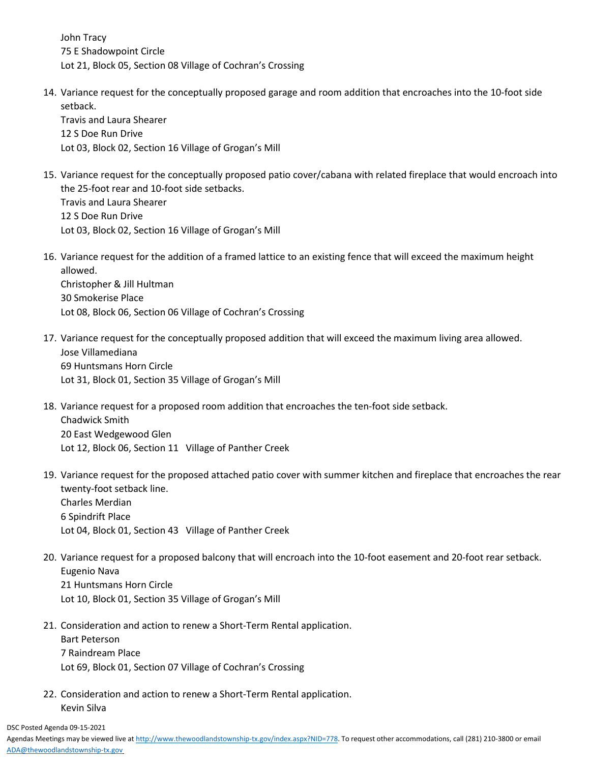John Tracy
75 E Shadowpoint Circle
Lot 21, Block 05, Section 08 Village of Cochran's Crossing

14. Variance request for the conceptually proposed garage and room addition that encroaches into the 10-foot side setback.
    Travis and Laura Shearer
    12 S Doe Run Drive
    Lot 03, Block 02, Section 16 Village of Grogan's Mill

15. Variance request for the conceptually proposed patio cover/cabana with related fireplace that would encroach into the 25-foot rear and 10-foot side setbacks.
    Travis and Laura Shearer
    12 S Doe Run Drive
    Lot 03, Block 02, Section 16 Village of Grogan's Mill

16. Variance request for the addition of a framed lattice to an existing fence that will exceed the maximum height allowed.
    Christopher & Jill Hultman
    30 Smokerise Place
    Lot 08, Block 06, Section 06 Village of Cochran's Crossing

17. Variance request for the conceptually proposed addition that will exceed the maximum living area allowed.
    Jose Villamediana
    69 Huntsmans Horn Circle
    Lot 31, Block 01, Section 35 Village of Grogan's Mill

18. Variance request for a proposed room addition that encroaches the ten-foot side setback.
    Chadwick Smith
    20 East Wedgewood Glen
    Lot 12, Block 06, Section 11 Village of Panther Creek

19. Variance request for the proposed attached patio cover with summer kitchen and fireplace that encroaches the rear twenty-foot setback line.
    Charles Merdian
    6 Spindrift Place
    Lot 04, Block 01, Section 43 Village of Panther Creek

20. Variance request for a proposed balcony that will encroach into the 10-foot easement and 20-foot rear setback.
    Eugenio Nava
    21 Huntsmans Horn Circle
    Lot 10, Block 01, Section 35 Village of Grogan's Mill

21. Consideration and action to renew a Short-Term Rental application.
    Bart Peterson
    7 Raindream Place
    Lot 69, Block 01, Section 07 Village of Cochran's Crossing

22. Consideration and action to renew a Short-Term Rental application.
    Kevin Silva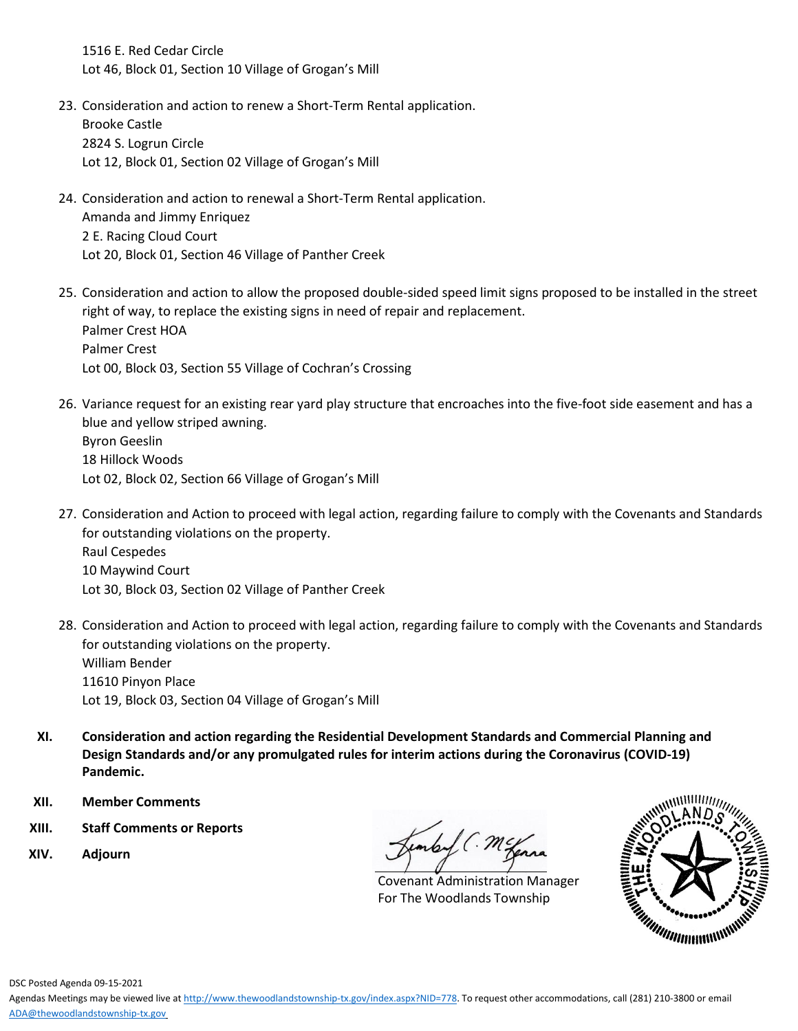1516 E. Red Cedar Circle
Lot 46, Block 01, Section 10 Village of Grogan's Mill

23. Consideration and action to renew a Short-Term Rental application.
    Brooke Castle
    2824 S. Logrun Circle
    Lot 12, Block 01, Section 02 Village of Grogan's Mill

24. Consideration and action to renewal a Short-Term Rental application.
    Amanda and Jimmy Enriquez
    2 E. Racing Cloud Court
    Lot 20, Block 01, Section 46 Village of Panther Creek

25. Consideration and action to allow the proposed double-sided speed limit signs proposed to be installed in the street right of way, to replace the existing signs in need of repair and replacement.
    Palmer Crest HOA
    Palmer Crest
    Lot 00, Block 03, Section 55 Village of Cochran's Crossing

26. Variance request for an existing rear yard play structure that encroaches into the five-foot side easement and has a blue and yellow striped awning.
    Byron Geeslin
    18 Hillock Woods
    Lot 02, Block 02, Section 66 Village of Grogan's Mill

27. Consideration and Action to proceed with legal action, regarding failure to comply with the Covenants and Standards for outstanding violations on the property.
    Raul Cespedes
    10 Maywind Court
    Lot 30, Block 03, Section 02 Village of Panther Creek

28. Consideration and Action to proceed with legal action, regarding failure to comply with the Covenants and Standards for outstanding violations on the property.
    William Bender
    11610 Pinyon Place
    Lot 19, Block 03, Section 04 Village of Grogan's Mill

**XI. Consideration and action regarding the Residential Development Standards and Commercial Planning and Design Standards and/or any promulgated rules for interim actions during the Coronavirus (COVID-19) Pandemic.**

**XII. Member Comments**

**XIII. Staff Comments or Reports**

**XIV. Adjourn**

Covenant Administration Manager
For The Woodlands Township

DSC Posted Agenda 09-15-2021
Agendas Meetings may be viewed live at http://www.thewoodlandstownship-tx.gov/index.aspx?NID=778. To request other accommodations, call (281) 210-3800 or email ADA@thewoodlandstownship-tx.gov